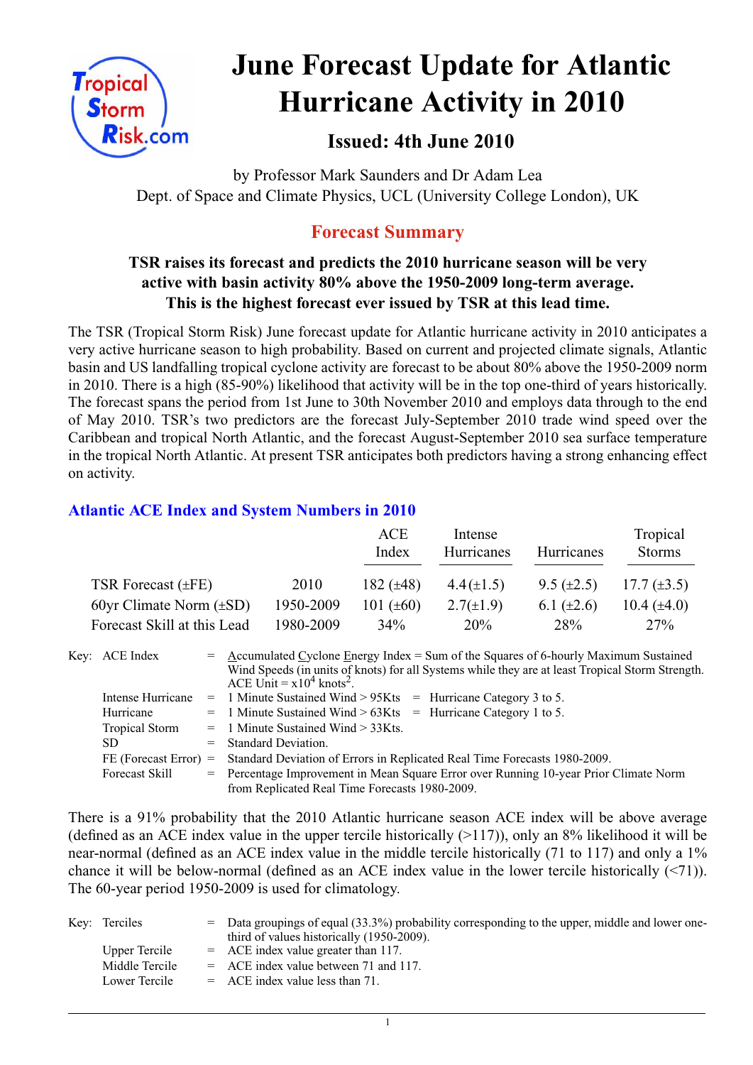# June Forecast Update for Atlantic Hurricane Activity in 2010

## Issued: 4th June 2010

by Professor Mark Saunders and Dr Adam Lea
Dept. of Space and Climate Physics, UCL (University College London), UK

## Forecast Summary

**TSR raises its forecast and predicts the 2010 hurricane season will be very active with basin activity 80% above the 1950-2009 long-term average. This is the highest forecast ever issued by TSR at this lead time.**

The TSR (Tropical Storm Risk) June forecast update for Atlantic hurricane activity in 2010 anticipates a very active hurricane season to high probability. Based on current and projected climate signals, Atlantic basin and US landfalling tropical cyclone activity are forecast to be about 80% above the 1950-2009 norm in 2010. There is a high (85-90%) likelihood that activity will be in the top one-third of years historically. The forecast spans the period from 1st June to 30th November 2010 and employs data through to the end of May 2010. TSR's two predictors are the forecast July-September 2010 trade wind speed over the Caribbean and tropical North Atlantic, and the forecast August-September 2010 sea surface temperature in the tropical North Atlantic. At present TSR anticipates both predictors having a strong enhancing effect on activity.

### Atlantic ACE Index and System Numbers in 2010

| | | ACE Index | Intense Hurricanes | Hurricanes | Tropical Storms |
|---|---|---|---|---|---|
| TSR Forecast (±FE) | 2010 | 182 (±48) | 4.4(±1.5) | 9.5 (±2.5) | 17.7 (±3.5) |
| 60yr Climate Norm (±SD) | 1950-2009 | 101 (±60) | 2.7(±1.9) | 6.1 (±2.6) | 10.4 (±4.0) |
| Forecast Skill at this Lead | 1980-2009 | 34% | 20% | 28% | 27% |

Key:
- ACE Index = Accumulated Cyclone Energy Index = Sum of the Squares of 6-hourly Maximum Sustained Wind Speeds (in units of knots) for all Systems while they are at least Tropical Storm Strength. ACE Unit = $x10^4$ $knots^2$.
- Intense Hurricane = 1 Minute Sustained Wind > 95Kts = Hurricane Category 3 to 5.
- Hurricane = 1 Minute Sustained Wind > 63Kts = Hurricane Category 1 to 5.
- Tropical Storm = 1 Minute Sustained Wind > 33Kts.
- SD = Standard Deviation.
- FE (Forecast Error) = Standard Deviation of Errors in Replicated Real Time Forecasts 1980-2009.
- Forecast Skill = Percentage Improvement in Mean Square Error over Running 10-year Prior Climate Norm from Replicated Real Time Forecasts 1980-2009.

There is a 91% probability that the 2010 Atlantic hurricane season ACE index will be above average (defined as an ACE index value in the upper tercile historically (>117)), only an 8% likelihood it will be near-normal (defined as an ACE index value in the middle tercile historically (71 to 117) and only a 1% chance it will be below-normal (defined as an ACE index value in the lower tercile historically (<71)). The 60-year period 1950-2009 is used for climatology.

Key:
- Terciles = Data groupings of equal (33.3%) probability corresponding to the upper, middle and lower one-third of values historically (1950-2009).
- Upper Tercile = ACE index value greater than 117.
- Middle Tercile = ACE index value between 71 and 117.
- Lower Tercile = ACE index value less than 71.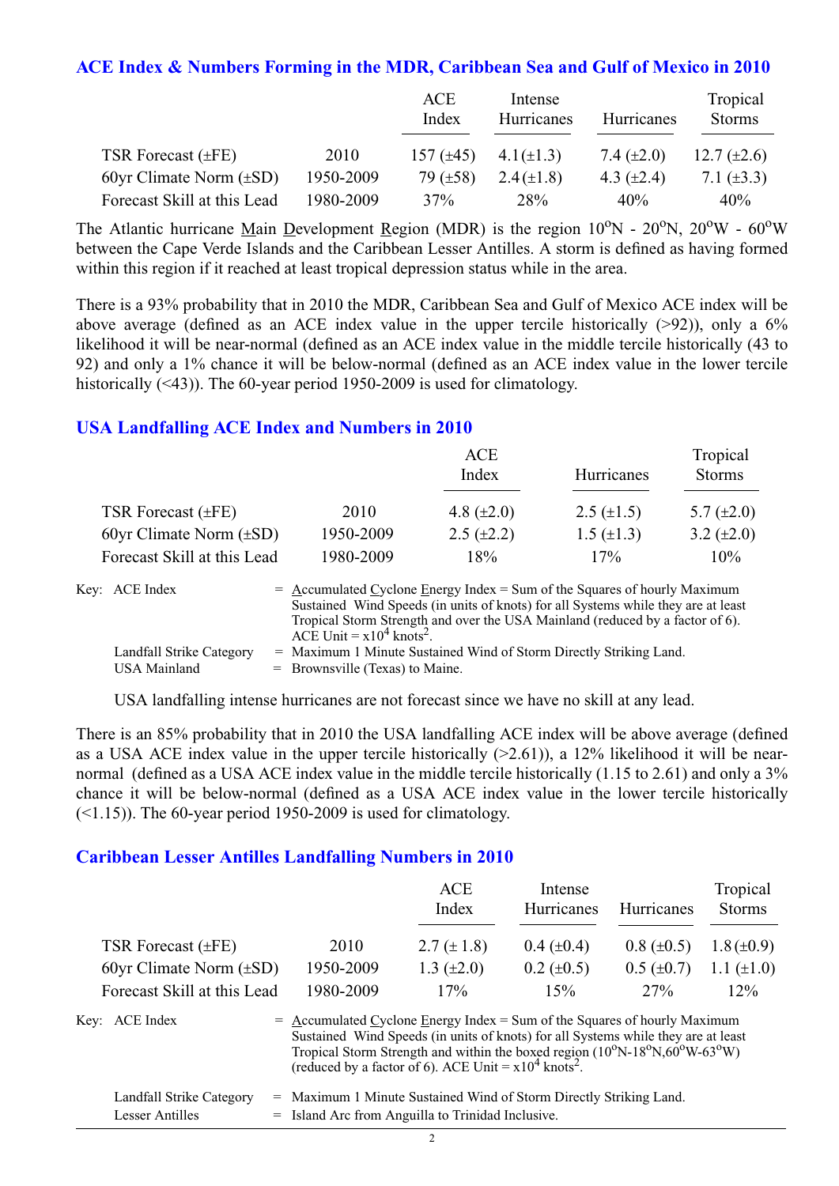## ACE Index & Numbers Forming in the MDR, Caribbean Sea and Gulf of Mexico in 2010

| | | ACE Index | Intense Hurricanes | Hurricanes | Tropical Storms |
|---|---|---|---|---|---|
| TSR Forecast (±FE) | 2010 | 157 (±45) | 4.1 (±1.3) | 7.4 (±2.0) | 12.7 (±2.6) |
| 60yr Climate Norm (±SD) | 1950-2009 | 79 (±58) | 2.4 (±1.8) | 4.3 (±2.4) | 7.1 (±3.3) |
| Forecast Skill at this Lead | 1980-2009 | 37% | 28% | 40% | 40% |

The Atlantic hurricane Main Development Region (MDR) is the region 10°N - 20°N, 20°W - 60°W between the Cape Verde Islands and the Caribbean Lesser Antilles. A storm is defined as having formed within this region if it reached at least tropical depression status while in the area.

There is a 93% probability that in 2010 the MDR, Caribbean Sea and Gulf of Mexico ACE index will be above average (defined as an ACE index value in the upper tercile historically (>92)), only a 6% likelihood it will be near-normal (defined as an ACE index value in the middle tercile historically (43 to 92) and only a 1% chance it will be below-normal (defined as an ACE index value in the lower tercile historically (<43)). The 60-year period 1950-2009 is used for climatology.

## USA Landfalling ACE Index and Numbers in 2010

| | | ACE Index | Hurricanes | Tropical Storms |
|---|---|---|---|---|
| TSR Forecast (±FE) | 2010 | 4.8 (±2.0) | 2.5 (±1.5) | 5.7 (±2.0) |
| 60yr Climate Norm (±SD) | 1950-2009 | 2.5 (±2.2) | 1.5 (±1.3) | 3.2 (±2.0) |
| Forecast Skill at this Lead | 1980-2009 | 18% | 17% | 10% |

Key: ACE Index = Accumulated Cyclone Energy Index = Sum of the Squares of hourly Maximum Sustained Wind Speeds (in units of knots) for all Systems while they are at least Tropical Storm Strength and over the USA Mainland (reduced by a factor of 6). ACE Unit = $x10^4$ knots$^2$.

Landfall Strike Category = Maximum 1 Minute Sustained Wind of Storm Directly Striking Land.

USA Mainland = Brownsville (Texas) to Maine.

USA landfalling intense hurricanes are not forecast since we have no skill at any lead.

There is an 85% probability that in 2010 the USA landfalling ACE index will be above average (defined as a USA ACE index value in the upper tercile historically (>2.61)), a 12% likelihood it will be near-normal (defined as a USA ACE index value in the middle tercile historically (1.15 to 2.61) and only a 3% chance it will be below-normal (defined as a USA ACE index value in the lower tercile historically (<1.15)). The 60-year period 1950-2009 is used for climatology.

## Caribbean Lesser Antilles Landfalling Numbers in 2010

| | | ACE Index | Intense Hurricanes | Hurricanes | Tropical Storms |
|---|---|---|---|---|---|
| TSR Forecast (±FE) | 2010 | 2.7 (± 1.8) | 0.4 (±0.4) | 0.8 (±0.5) | 1.8 (±0.9) |
| 60yr Climate Norm (±SD) | 1950-2009 | 1.3 (±2.0) | 0.2 (±0.5) | 0.5 (±0.7) | 1.1 (±1.0) |
| Forecast Skill at this Lead | 1980-2009 | 17% | 15% | 27% | 12% |

Key: ACE Index = Accumulated Cyclone Energy Index = Sum of the Squares of hourly Maximum Sustained Wind Speeds (in units of knots) for all Systems while they are at least Tropical Storm Strength and within the boxed region (10°N-18°N, 60°W-63°W) (reduced by a factor of 6). ACE Unit = $x10^4$ knots$^2$.

Landfall Strike Category = Maximum 1 Minute Sustained Wind of Storm Directly Striking Land.

Lesser Antilles = Island Arc from Anguilla to Trinidad Inclusive.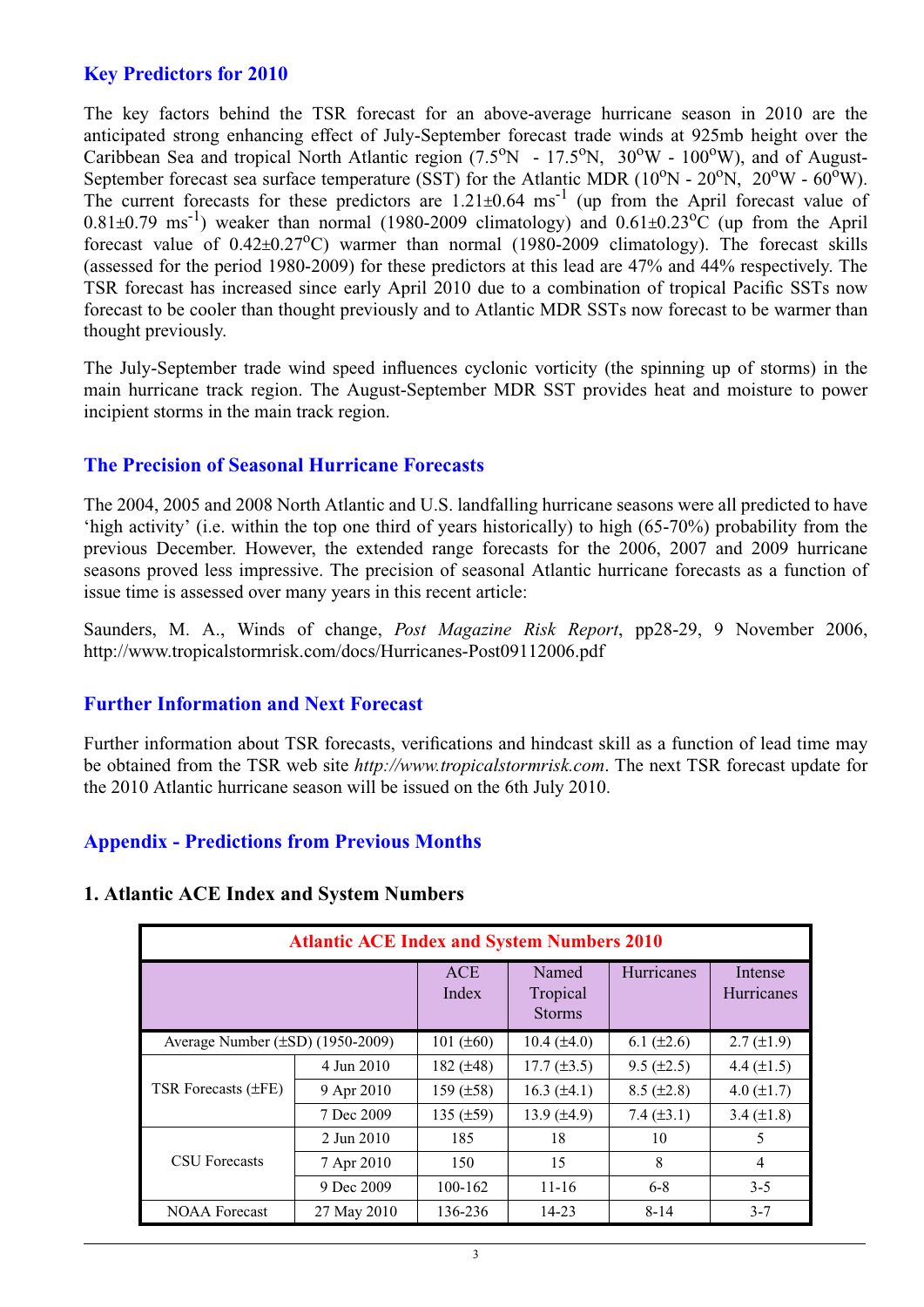## Key Predictors for 2010

The key factors behind the TSR forecast for an above-average hurricane season in 2010 are the anticipated strong enhancing effect of July-September forecast trade winds at 925mb height over the Caribbean Sea and tropical North Atlantic region (7.5$^o$N - 17.5$^o$N, 30$^o$W - 100$^o$W), and of August-September forecast sea surface temperature (SST) for the Atlantic MDR (10$^o$N - 20$^o$N, 20$^o$W - 60$^o$W). The current forecasts for these predictors are 1.21±0.64 ms$^{-1}$ (up from the April forecast value of 0.81±0.79 ms$^{-1}$) weaker than normal (1980-2009 climatology) and 0.61±0.23$^o$C (up from the April forecast value of 0.42±0.27$^o$C) warmer than normal (1980-2009 climatology). The forecast skills (assessed for the period 1980-2009) for these predictors at this lead are 47% and 44% respectively. The TSR forecast has increased since early April 2010 due to a combination of tropical Pacific SSTs now forecast to be cooler than thought previously and to Atlantic MDR SSTs now forecast to be warmer than thought previously.

The July-September trade wind speed influences cyclonic vorticity (the spinning up of storms) in the main hurricane track region. The August-September MDR SST provides heat and moisture to power incipient storms in the main track region.

## The Precision of Seasonal Hurricane Forecasts

The 2004, 2005 and 2008 North Atlantic and U.S. landfalling hurricane seasons were all predicted to have 'high activity' (i.e. within the top one third of years historically) to high (65-70%) probability from the previous December. However, the extended range forecasts for the 2006, 2007 and 2009 hurricane seasons proved less impressive. The precision of seasonal Atlantic hurricane forecasts as a function of issue time is assessed over many years in this recent article:

Saunders, M. A., Winds of change, *Post Magazine Risk Report*, pp28-29, 9 November 2006, http://www.tropicalstormrisk.com/docs/Hurricanes-Post09112006.pdf

## Further Information and Next Forecast

Further information about TSR forecasts, verifications and hindcast skill as a function of lead time may be obtained from the TSR web site *http://www.tropicalstormrisk.com*. The next TSR forecast update for the 2010 Atlantic hurricane season will be issued on the 6th July 2010.

## Appendix - Predictions from Previous Months

### 1. Atlantic ACE Index and System Numbers

| Atlantic ACE Index and System Numbers 2010 | | | | | |
|---|---|---|---|---|---|
| | | ACE Index | Named Tropical Storms | Hurricanes | Intense Hurricanes |
| Average Number (±SD) (1950-2009) | | 101 (±60) | 10.4 (±4.0) | 6.1 (±2.6) | 2.7 (±1.9) |
| TSR Forecasts (±FE) | 4 Jun 2010 | 182 (±48) | 17.7 (±3.5) | 9.5 (±2.5) | 4.4 (±1.5) |
| | 9 Apr 2010 | 159 (±58) | 16.3 (±4.1) | 8.5 (±2.8) | 4.0 (±1.7) |
| | 7 Dec 2009 | 135 (±59) | 13.9 (±4.9) | 7.4 (±3.1) | 3.4 (±1.8) |
| CSU Forecasts | 2 Jun 2010 | 185 | 18 | 10 | 5 |
| | 7 Apr 2010 | 150 | 15 | 8 | 4 |
| | 9 Dec 2009 | 100-162 | 11-16 | 6-8 | 3-5 |
| NOAA Forecast | 27 May 2010 | 136-236 | 14-23 | 8-14 | 3-7 |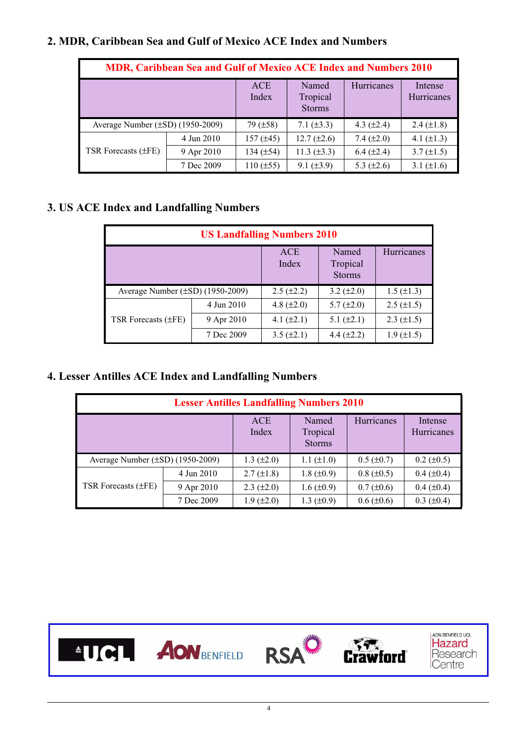## 2. MDR, Caribbean Sea and Gulf of Mexico ACE Index and Numbers

| MDR, Caribbean Sea and Gulf of Mexico ACE Index and Numbers 2010 | | | | | |
|---|---|---|---|---|---|
| | | ACE Index | Named Tropical Storms | Hurricanes | Intense Hurricanes |
| Average Number (±SD) (1950-2009) | | 79 (±58) | 7.1 (±3.3) | 4.3 (±2.4) | 2.4 (±1.8) |
| TSR Forecasts (±FE) | 4 Jun 2010 | 157 (±45) | 12.7 (±2.6) | 7.4 (±2.0) | 4.1 (±1.3) |
| | 9 Apr 2010 | 134 (±54) | 11.3 (±3.3) | 6.4 (±2.4) | 3.7 (±1.5) |
| | 7 Dec 2009 | 110 (±55) | 9.1 (±3.9) | 5.3 (±2.6) | 3.1 (±1.6) |

## 3. US ACE Index and Landfalling Numbers

| US Landfalling Numbers 2010 | | | | |
|---|---|---|---|---|
| | | ACE Index | Named Tropical Storms | Hurricanes |
| Average Number (±SD) (1950-2009) | | 2.5 (±2.2) | 3.2 (±2.0) | 1.5 (±1.3) |
| TSR Forecasts (±FE) | 4 Jun 2010 | 4.8 (±2.0) | 5.7 (±2.0) | 2.5 (±1.5) |
| | 9 Apr 2010 | 4.1 (±2.1) | 5.1 (±2.1) | 2.3 (±1.5) |
| | 7 Dec 2009 | 3.5 (±2.1) | 4.4 (±2.2) | 1.9 (±1.5) |

## 4. Lesser Antilles ACE Index and Landfalling Numbers

| Lesser Antilles Landfalling Numbers 2010 | | | | | |
|---|---|---|---|---|---|
| | | ACE Index | Named Tropical Storms | Hurricanes | Intense Hurricanes |
| Average Number (±SD) (1950-2009) | | 1.3 (±2.0) | 1.1 (±1.0) | 0.5 (±0.7) | 0.2 (±0.5) |
| TSR Forecasts (±FE) | 4 Jun 2010 | 2.7 (±1.8) | 1.8 (±0.9) | 0.8 (±0.5) | 0.4 (±0.4) |
| | 9 Apr 2010 | 2.3 (±2.0) | 1.6 (±0.9) | 0.7 (±0.6) | 0.4 (±0.4) |
| | 7 Dec 2009 | 1.9 (±2.0) | 1.3 (±0.9) | 0.6 (±0.6) | 0.3 (±0.4) |

UCL | AON BENFIELD | RSA | Crawford | AON BENFIELD UCL Hazard Research Centre